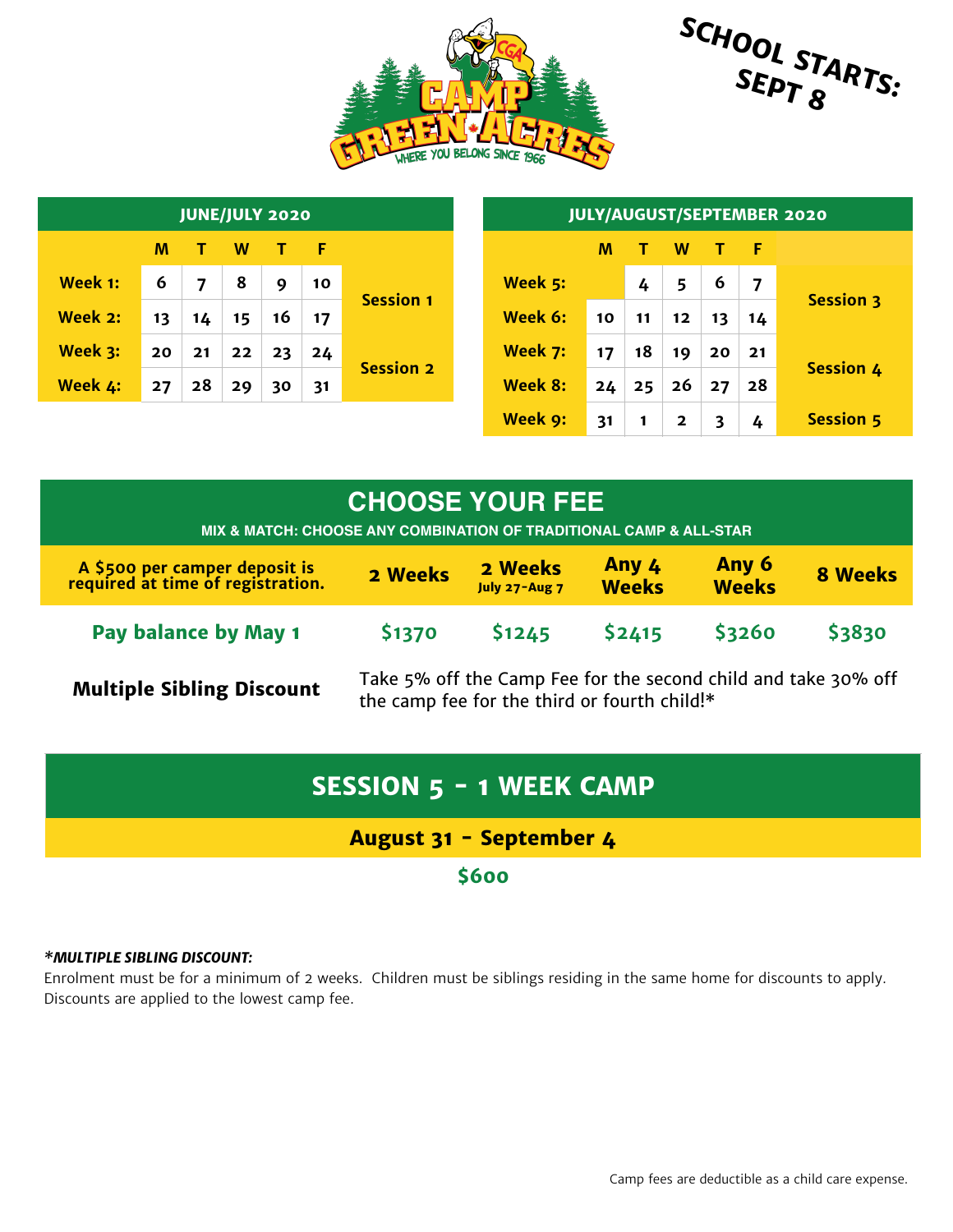# CAMP GREEN ACRES

WHERE YOU BELONG SINCE 1966

**SCHOOL STARTS: SEPT 8**

| JUNE/JULY 2020 | | | | | | |
|---|---|---|---|---|---|---|
| | M | T | W | T | F | |
| Week 1: | 6 | 7 | 8 | 9 | 10 | Session 1 |
| Week 2: | 13 | 14 | 15 | 16 | 17 | |
| Week 3: | 20 | 21 | 22 | 23 | 24 | Session 2 |
| Week 4: | 27 | 28 | 29 | 30 | 31 | |

| JULY/AUGUST/SEPTEMBER 2020 | | | | | | |
|---|---|---|---|---|---|---|
| | M | T | W | T | F | |
| Week 5: | | 4 | 5 | 6 | 7 | Session 3 |
| Week 6: | 10 | 11 | 12 | 13 | 14 | |
| Week 7: | 17 | 18 | 19 | 20 | 21 | Session 4 |
| Week 8: | 24 | 25 | 26 | 27 | 28 | |
| Week 9: | 31 | 1 | 2 | 3 | 4 | Session 5 |

## CHOOSE YOUR FEE

MIX & MATCH: CHOOSE ANY COMBINATION OF TRADITIONAL CAMP & ALL-STAR

| A $500 per camper deposit is required at time of registration. | 2 Weeks | 2 Weeks July 27-Aug 7 | Any 4 Weeks | Any 6 Weeks | 8 Weeks |
|---|---|---|---|---|---|
| Pay balance by May 1 | $1370 | $1245 | $2415 | $3260 | $3830 |

**Multiple Sibling Discount** Take 5% off the Camp Fee for the second child and take 30% off the camp fee for the third or fourth child!*

## SESSION 5 - 1 WEEK CAMP

**August 31 - September 4**

**$600**

***MULTIPLE SIBLING DISCOUNT:***

Enrolment must be for a minimum of 2 weeks. Children must be siblings residing in the same home for discounts to apply. Discounts are applied to the lowest camp fee.

Camp fees are deductible as a child care expense.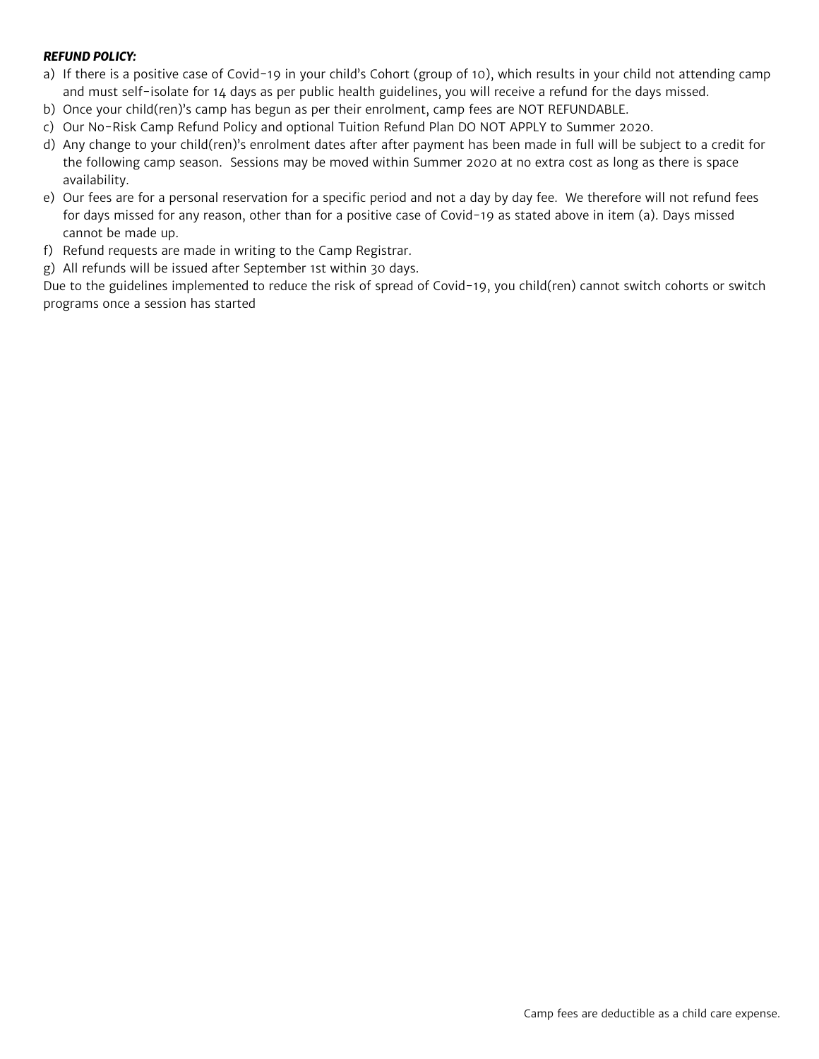***REFUND POLICY:***

a) If there is a positive case of Covid-19 in your child's Cohort (group of 10), which results in your child not attending camp and must self-isolate for 14 days as per public health guidelines, you will receive a refund for the days missed.
b) Once your child(ren)'s camp has begun as per their enrolment, camp fees are NOT REFUNDABLE.
c) Our No-Risk Camp Refund Policy and optional Tuition Refund Plan DO NOT APPLY to Summer 2020.
d) Any change to your child(ren)'s enrolment dates after after payment has been made in full will be subject to a credit for the following camp season. Sessions may be moved within Summer 2020 at no extra cost as long as there is space availability.
e) Our fees are for a personal reservation for a specific period and not a day by day fee. We therefore will not refund fees for days missed for any reason, other than for a positive case of Covid-19 as stated above in item (a). Days missed cannot be made up.
f) Refund requests are made in writing to the Camp Registrar.
g) All refunds will be issued after September 1st within 30 days.

Due to the guidelines implemented to reduce the risk of spread of Covid-19, you child(ren) cannot switch cohorts or switch programs once a session has started

Camp fees are deductible as a child care expense.